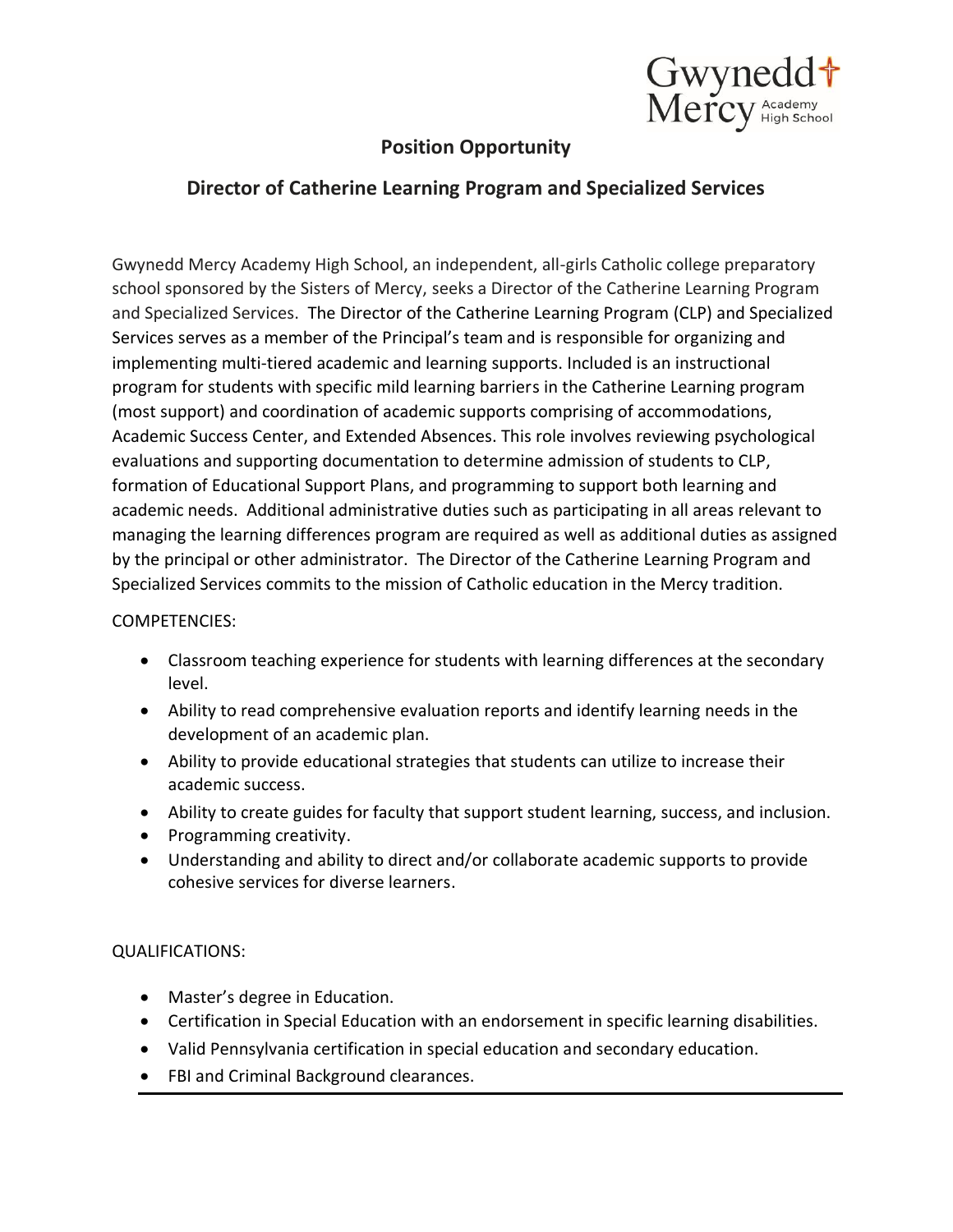Gwynedd Mercy Academy High School

## Position Opportunity

## Director of Catherine Learning Program and Specialized Services

Gwynedd Mercy Academy High School, an independent, all-girls Catholic college preparatory school sponsored by the Sisters of Mercy, seeks a Director of the Catherine Learning Program and Specialized Services. The Director of the Catherine Learning Program (CLP) and Specialized Services serves as a member of the Principal's team and is responsible for organizing and implementing multi-tiered academic and learning supports. Included is an instructional program for students with specific mild learning barriers in the Catherine Learning program (most support) and coordination of academic supports comprising of accommodations, Academic Success Center, and Extended Absences. This role involves reviewing psychological evaluations and supporting documentation to determine admission of students to CLP, formation of Educational Support Plans, and programming to support both learning and academic needs. Additional administrative duties such as participating in all areas relevant to managing the learning differences program are required as well as additional duties as assigned by the principal or other administrator. The Director of the Catherine Learning Program and Specialized Services commits to the mission of Catholic education in the Mercy tradition.

COMPETENCIES:

- Classroom teaching experience for students with learning differences at the secondary level.
- Ability to read comprehensive evaluation reports and identify learning needs in the development of an academic plan.
- Ability to provide educational strategies that students can utilize to increase their academic success.
- Ability to create guides for faculty that support student learning, success, and inclusion.
- Programming creativity.
- Understanding and ability to direct and/or collaborate academic supports to provide cohesive services for diverse learners.

QUALIFICATIONS:

- Master's degree in Education.
- Certification in Special Education with an endorsement in specific learning disabilities.
- Valid Pennsylvania certification in special education and secondary education.
- FBI and Criminal Background clearances.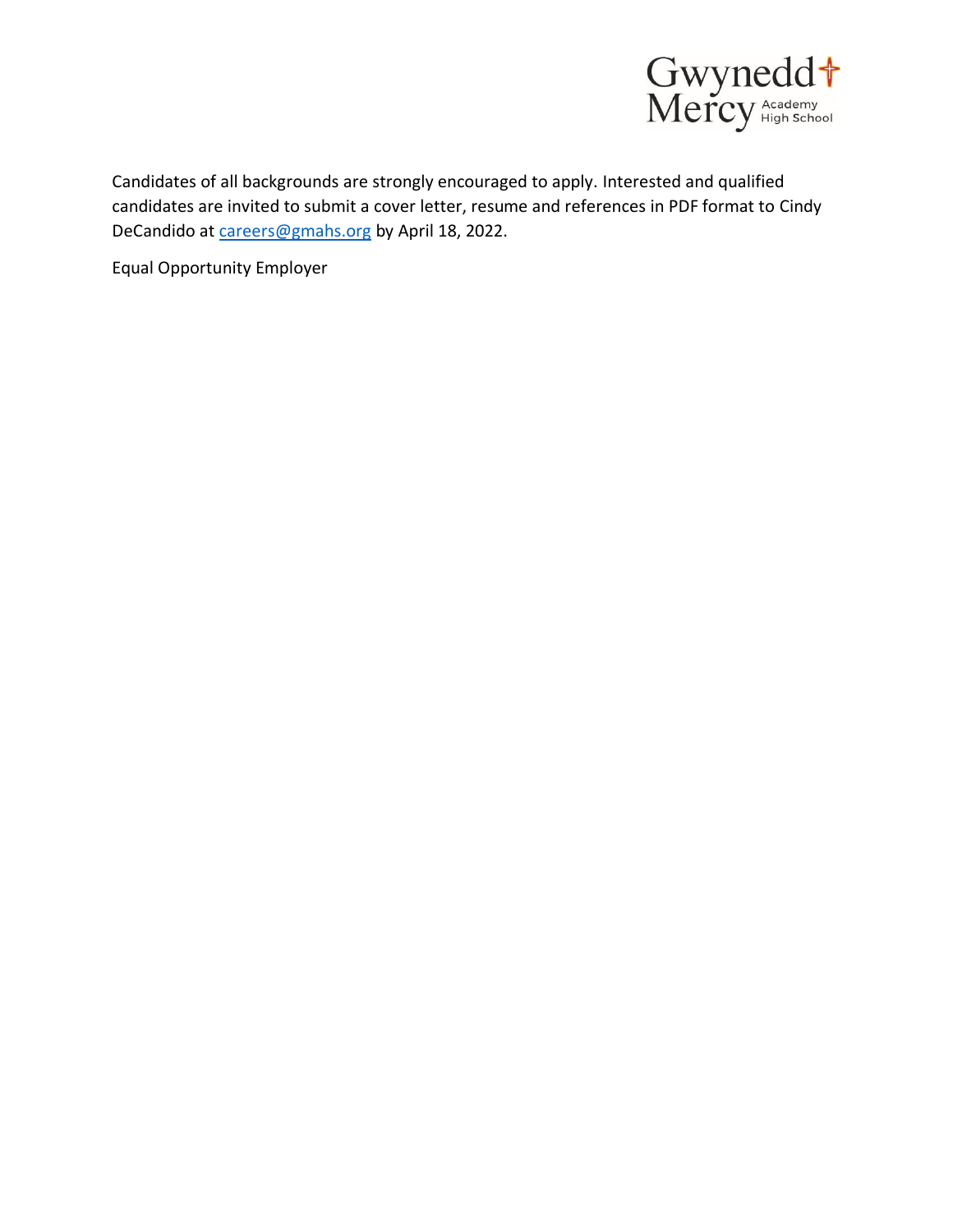Candidates of all backgrounds are strongly encouraged to apply. Interested and qualified candidates are invited to submit a cover letter, resume and references in PDF format to Cindy DeCandido at careers@gmahs.org by April 18, 2022.

Equal Opportunity Employer